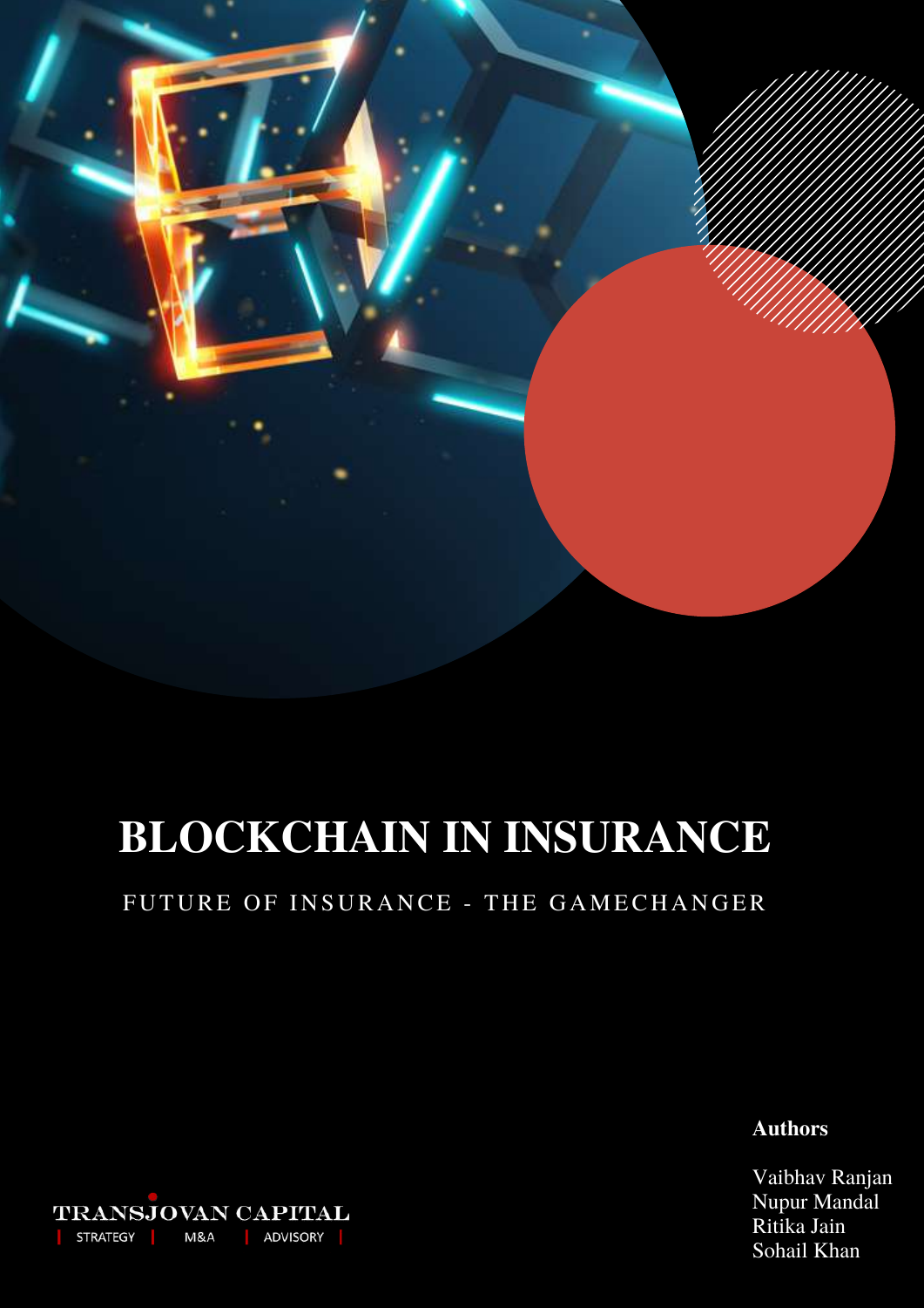# BLOCKCHAIN IN INSURANCE

FUTURE OF INSURANCE - THE GAMECHANGER

**Authors**

Vaibhav Ranjan
Nupur Mandal
Ritika Jain
Sohail Khan

TRANSJOVAN CAPITAL
STRATEGY | M&A | ADVISORY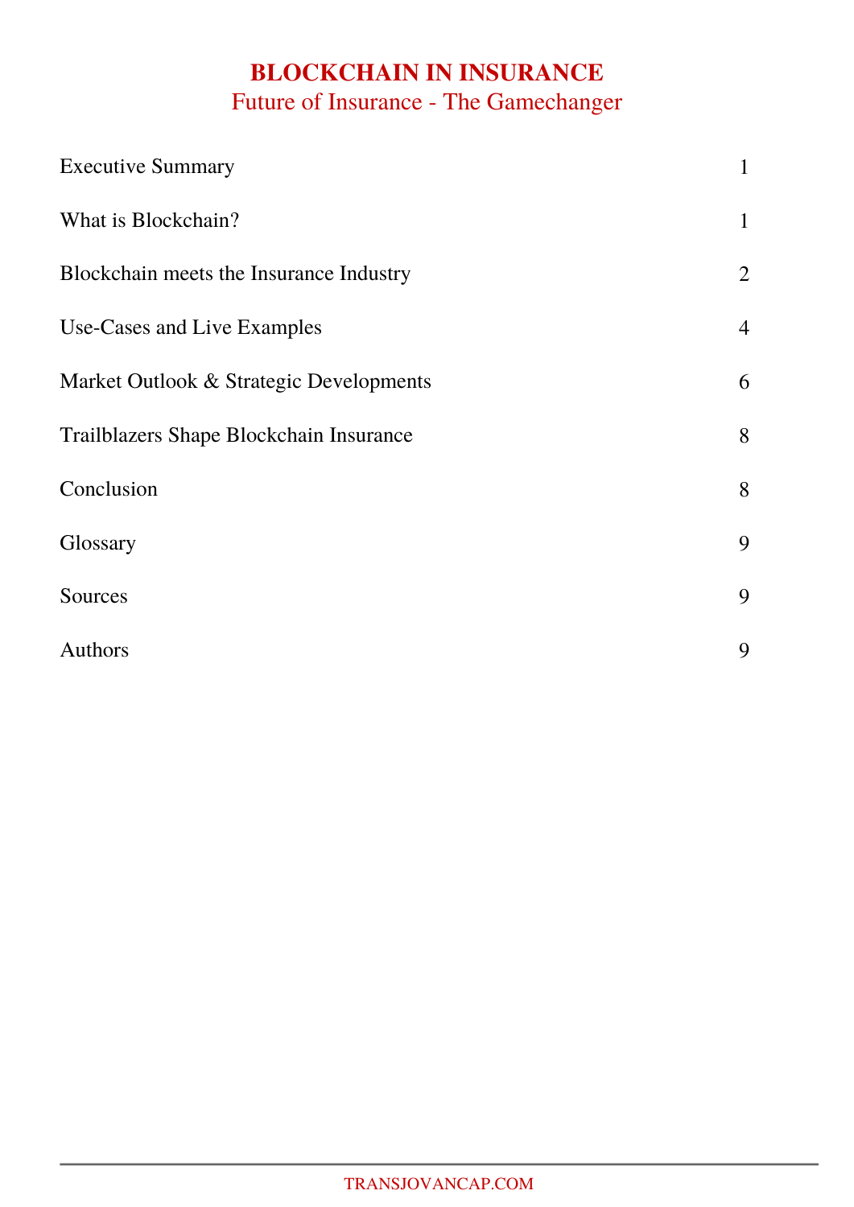# BLOCKCHAIN IN INSURANCE

## Future of Insurance - The Gamechanger

| | |
|---|---|
| Executive Summary | 1 |
| What is Blockchain? | 1 |
| Blockchain meets the Insurance Industry | 2 |
| Use-Cases and Live Examples | 4 |
| Market Outlook & Strategic Developments | 6 |
| Trailblazers Shape Blockchain Insurance | 8 |
| Conclusion | 8 |
| Glossary | 9 |
| Sources | 9 |
| Authors | 9 |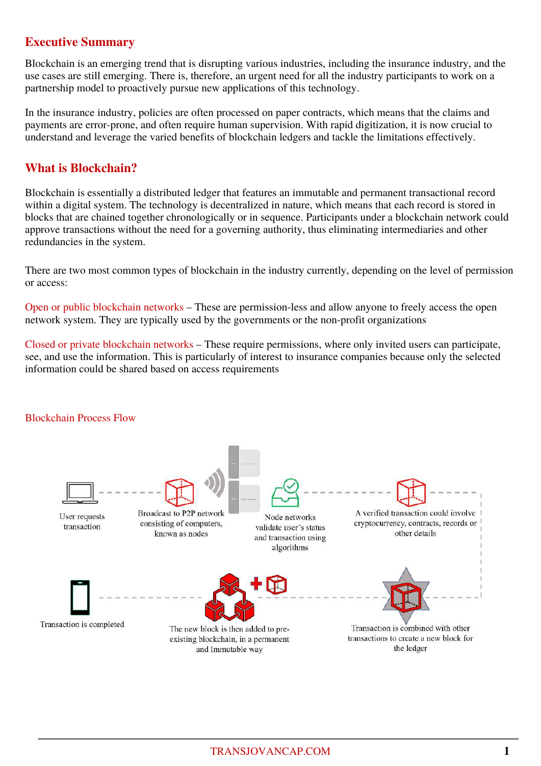## Executive Summary

Blockchain is an emerging trend that is disrupting various industries, including the insurance industry, and the use cases are still emerging. There is, therefore, an urgent need for all the industry participants to work on a partnership model to proactively pursue new applications of this technology.

In the insurance industry, policies are often processed on paper contracts, which means that the claims and payments are error-prone, and often require human supervision. With rapid digitization, it is now crucial to understand and leverage the varied benefits of blockchain ledgers and tackle the limitations effectively.

## What is Blockchain?

Blockchain is essentially a distributed ledger that features an immutable and permanent transactional record within a digital system. The technology is decentralized in nature, which means that each record is stored in blocks that are chained together chronologically or in sequence. Participants under a blockchain network could approve transactions without the need for a governing authority, thus eliminating intermediaries and other redundancies in the system.

There are two most common types of blockchain in the industry currently, depending on the level of permission or access:

Open or public blockchain networks – These are permission-less and allow anyone to freely access the open network system. They are typically used by the governments or the non-profit organizations

Closed or private blockchain networks – These require permissions, where only invited users can participate, see, and use the information. This is particularly of interest to insurance companies because only the selected information could be shared based on access requirements

### Blockchain Process Flow

User requests transaction

Broadcast to P2P network consisting of computers, known as nodes

Node networks validate user's status and transaction using algorithms

A verified transaction could involve cryptocurrency, contracts, records or other details

Transaction is combined with other transactions to create a new block for the ledger

The new block is then added to pre-existing blockchain, in a permanent and Immutable way

Transaction is completed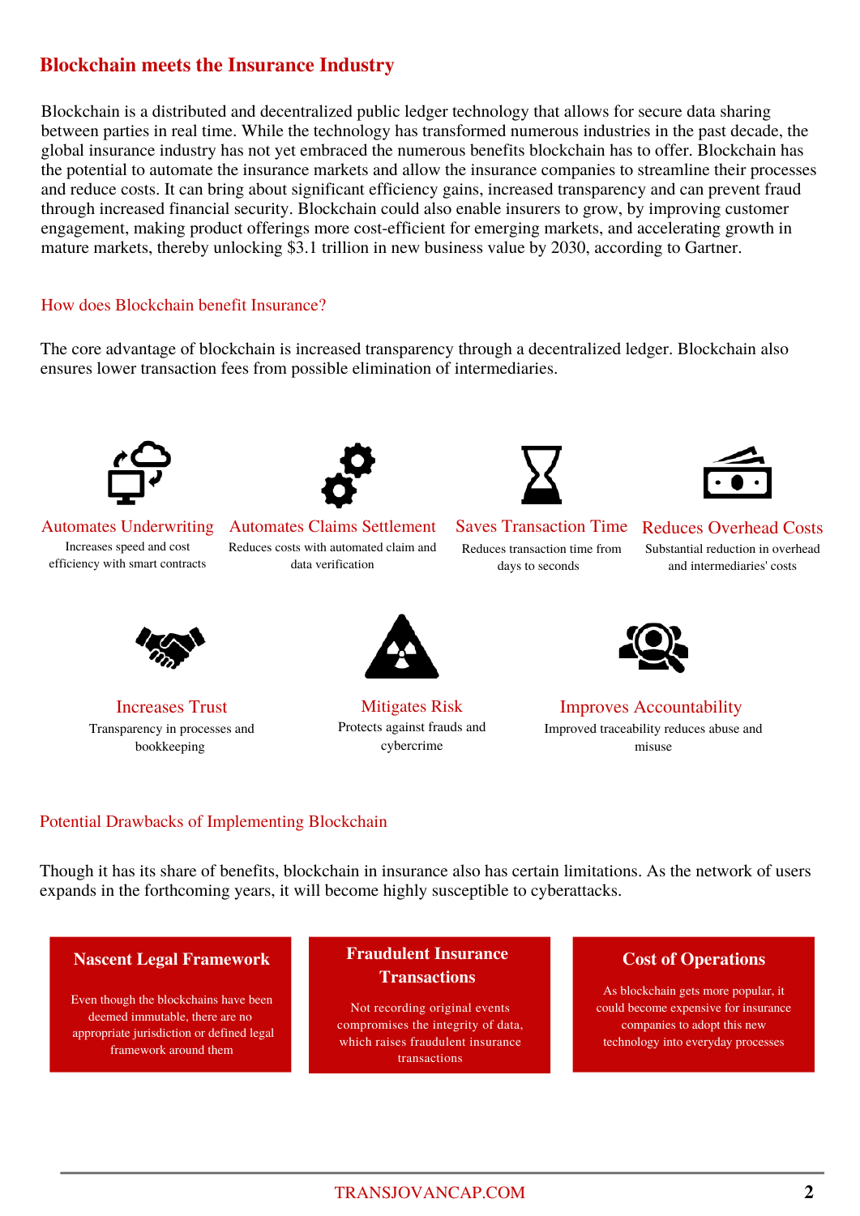## Blockchain meets the Insurance Industry

Blockchain is a distributed and decentralized public ledger technology that allows for secure data sharing between parties in real time. While the technology has transformed numerous industries in the past decade, the global insurance industry has not yet embraced the numerous benefits blockchain has to offer. Blockchain has the potential to automate the insurance markets and allow the insurance companies to streamline their processes and reduce costs. It can bring about significant efficiency gains, increased transparency and can prevent fraud through increased financial security. Blockchain could also enable insurers to grow, by improving customer engagement, making product offerings more cost-efficient for emerging markets, and accelerating growth in mature markets, thereby unlocking $3.1 trillion in new business value by 2030, according to Gartner.

### How does Blockchain benefit Insurance?

The core advantage of blockchain is increased transparency through a decentralized ledger. Blockchain also ensures lower transaction fees from possible elimination of intermediaries.

**Automates Underwriting**
Increases speed and cost efficiency with smart contracts

**Automates Claims Settlement**
Reduces costs with automated claim and data verification

**Saves Transaction Time**
Reduces transaction time from days to seconds

**Reduces Overhead Costs**
Substantial reduction in overhead and intermediaries' costs

**Increases Trust**
Transparency in processes and bookkeeping

**Mitigates Risk**
Protects against frauds and cybercrime

**Improves Accountability**
Improved traceability reduces abuse and misuse

### Potential Drawbacks of Implementing Blockchain

Though it has its share of benefits, blockchain in insurance also has certain limitations. As the network of users expands in the forthcoming years, it will become highly susceptible to cyberattacks.

**Nascent Legal Framework**
Even though the blockchains have been deemed immutable, there are no appropriate jurisdiction or defined legal framework around them

**Fraudulent Insurance Transactions**
Not recording original events compromises the integrity of data, which raises fraudulent insurance transactions

**Cost of Operations**
As blockchain gets more popular, it could become expensive for insurance companies to adopt this new technology into everyday processes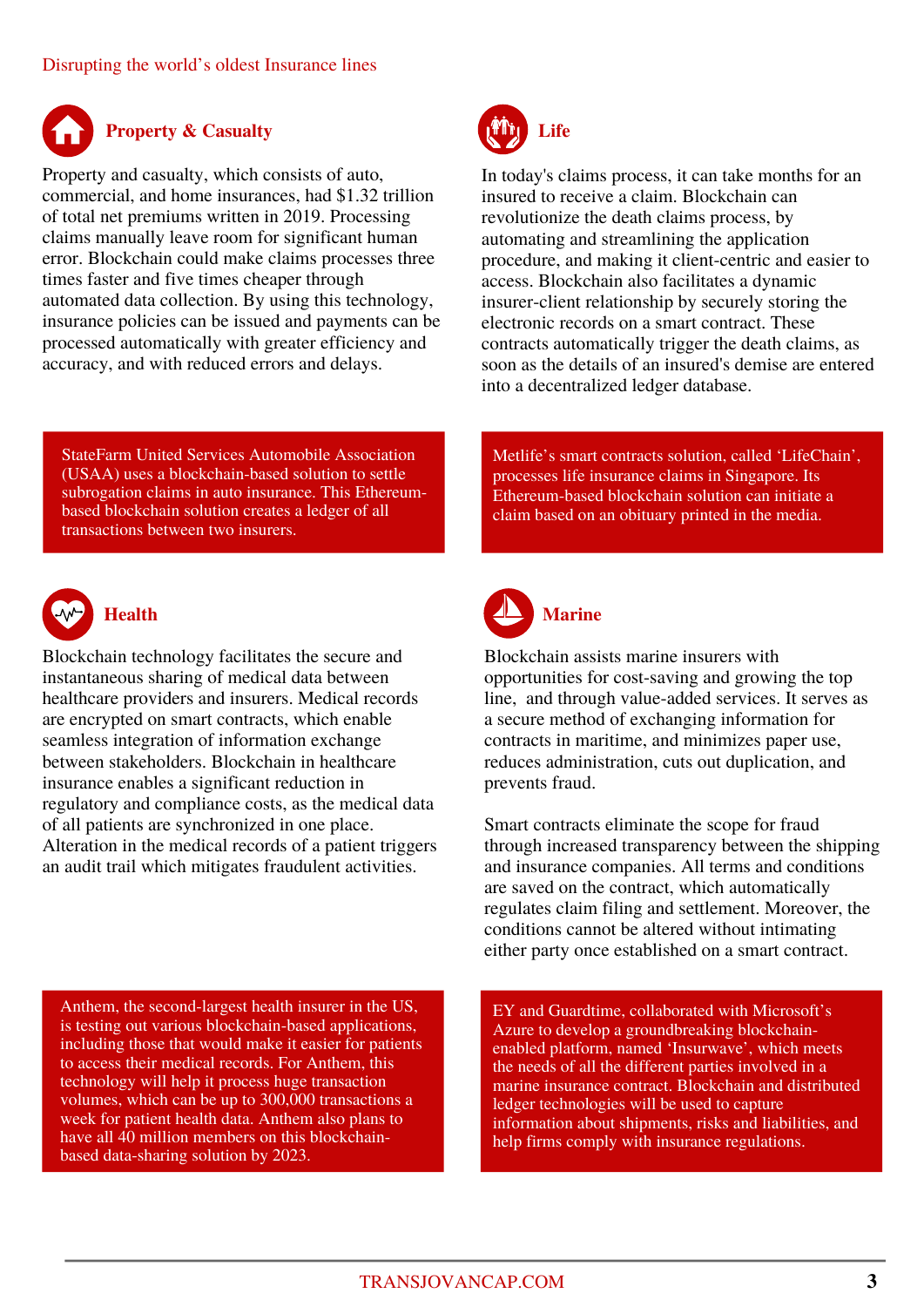Disrupting the world's oldest Insurance lines

## Property & Casualty

Property and casualty, which consists of auto, commercial, and home insurances, had $1.32 trillion of total net premiums written in 2019. Processing claims manually leave room for significant human error. Blockchain could make claims processes three times faster and five times cheaper through automated data collection. By using this technology, insurance policies can be issued and payments can be processed automatically with greater efficiency and accuracy, and with reduced errors and delays.

StateFarm United Services Automobile Association (USAA) uses a blockchain-based solution to settle subrogation claims in auto insurance. This Ethereum-based blockchain solution creates a ledger of all transactions between two insurers.

## Life

In today's claims process, it can take months for an insured to receive a claim. Blockchain can revolutionize the death claims process, by automating and streamlining the application procedure, and making it client-centric and easier to access. Blockchain also facilitates a dynamic insurer-client relationship by securely storing the electronic records on a smart contract. These contracts automatically trigger the death claims, as soon as the details of an insured's demise are entered into a decentralized ledger database.

Metlife's smart contracts solution, called 'LifeChain', processes life insurance claims in Singapore. Its Ethereum-based blockchain solution can initiate a claim based on an obituary printed in the media.

## Health

Blockchain technology facilitates the secure and instantaneous sharing of medical data between healthcare providers and insurers. Medical records are encrypted on smart contracts, which enable seamless integration of information exchange between stakeholders. Blockchain in healthcare insurance enables a significant reduction in regulatory and compliance costs, as the medical data of all patients are synchronized in one place. Alteration in the medical records of a patient triggers an audit trail which mitigates fraudulent activities.

Anthem, the second-largest health insurer in the US, is testing out various blockchain-based applications, including those that would make it easier for patients to access their medical records. For Anthem, this technology will help it process huge transaction volumes, which can be up to 300,000 transactions a week for patient health data. Anthem also plans to have all 40 million members on this blockchain-based data-sharing solution by 2023.

## Marine

Blockchain assists marine insurers with opportunities for cost-saving and growing the top line, and through value-added services. It serves as a secure method of exchanging information for contracts in maritime, and minimizes paper use, reduces administration, cuts out duplication, and prevents fraud.

Smart contracts eliminate the scope for fraud through increased transparency between the shipping and insurance companies. All terms and conditions are saved on the contract, which automatically regulates claim filing and settlement. Moreover, the conditions cannot be altered without intimating either party once established on a smart contract.

EY and Guardtime, collaborated with Microsoft's Azure to develop a groundbreaking blockchain-enabled platform, named 'Insurwave', which meets the needs of all the different parties involved in a marine insurance contract. Blockchain and distributed ledger technologies will be used to capture information about shipments, risks and liabilities, and help firms comply with insurance regulations.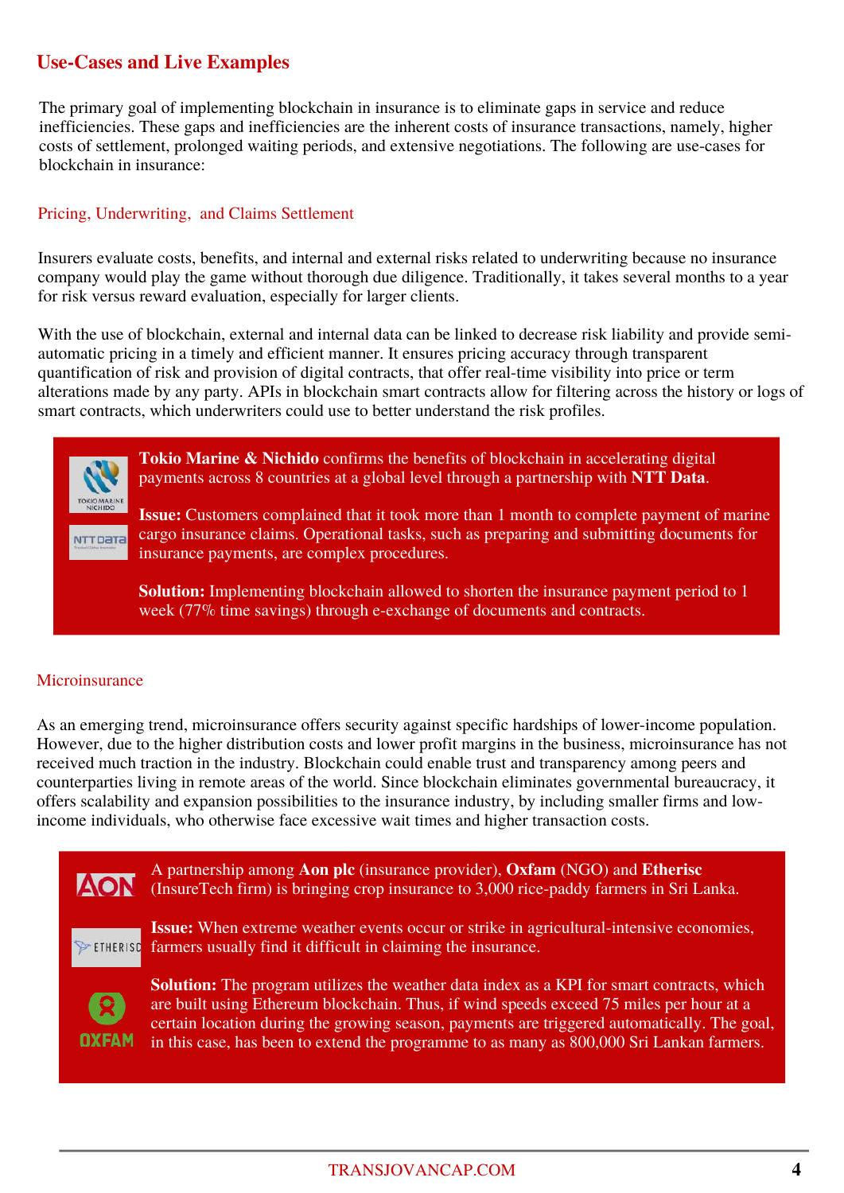## Use-Cases and Live Examples

The primary goal of implementing blockchain in insurance is to eliminate gaps in service and reduce inefficiencies. These gaps and inefficiencies are the inherent costs of insurance transactions, namely, higher costs of settlement, prolonged waiting periods, and extensive negotiations. The following are use-cases for blockchain in insurance:

### Pricing, Underwriting, and Claims Settlement

Insurers evaluate costs, benefits, and internal and external risks related to underwriting because no insurance company would play the game without thorough due diligence. Traditionally, it takes several months to a year for risk versus reward evaluation, especially for larger clients.

With the use of blockchain, external and internal data can be linked to decrease risk liability and provide semi-automatic pricing in a timely and efficient manner. It ensures pricing accuracy through transparent quantification of risk and provision of digital contracts, that offer real-time visibility into price or term alterations made by any party. APIs in blockchain smart contracts allow for filtering across the history or logs of smart contracts, which underwriters could use to better understand the risk profiles.

**Tokio Marine & Nichido** confirms the benefits of blockchain in accelerating digital payments across 8 countries at a global level through a partnership with **NTT Data**.

**Issue:** Customers complained that it took more than 1 month to complete payment of marine cargo insurance claims. Operational tasks, such as preparing and submitting documents for insurance payments, are complex procedures.

**Solution:** Implementing blockchain allowed to shorten the insurance payment period to 1 week (77% time savings) through e-exchange of documents and contracts.

### Microinsurance

As an emerging trend, microinsurance offers security against specific hardships of lower-income population. However, due to the higher distribution costs and lower profit margins in the business, microinsurance has not received much traction in the industry. Blockchain could enable trust and transparency among peers and counterparties living in remote areas of the world. Since blockchain eliminates governmental bureaucracy, it offers scalability and expansion possibilities to the insurance industry, by including smaller firms and low-income individuals, who otherwise face excessive wait times and higher transaction costs.

A partnership among **Aon plc** (insurance provider), **Oxfam** (NGO) and **Etherisc** (InsureTech firm) is bringing crop insurance to 3,000 rice-paddy farmers in Sri Lanka.

**Issue:** When extreme weather events occur or strike in agricultural-intensive economies, farmers usually find it difficult in claiming the insurance.

**Solution:** The program utilizes the weather data index as a KPI for smart contracts, which are built using Ethereum blockchain. Thus, if wind speeds exceed 75 miles per hour at a certain location during the growing season, payments are triggered automatically. The goal, in this case, has been to extend the programme to as many as 800,000 Sri Lankan farmers.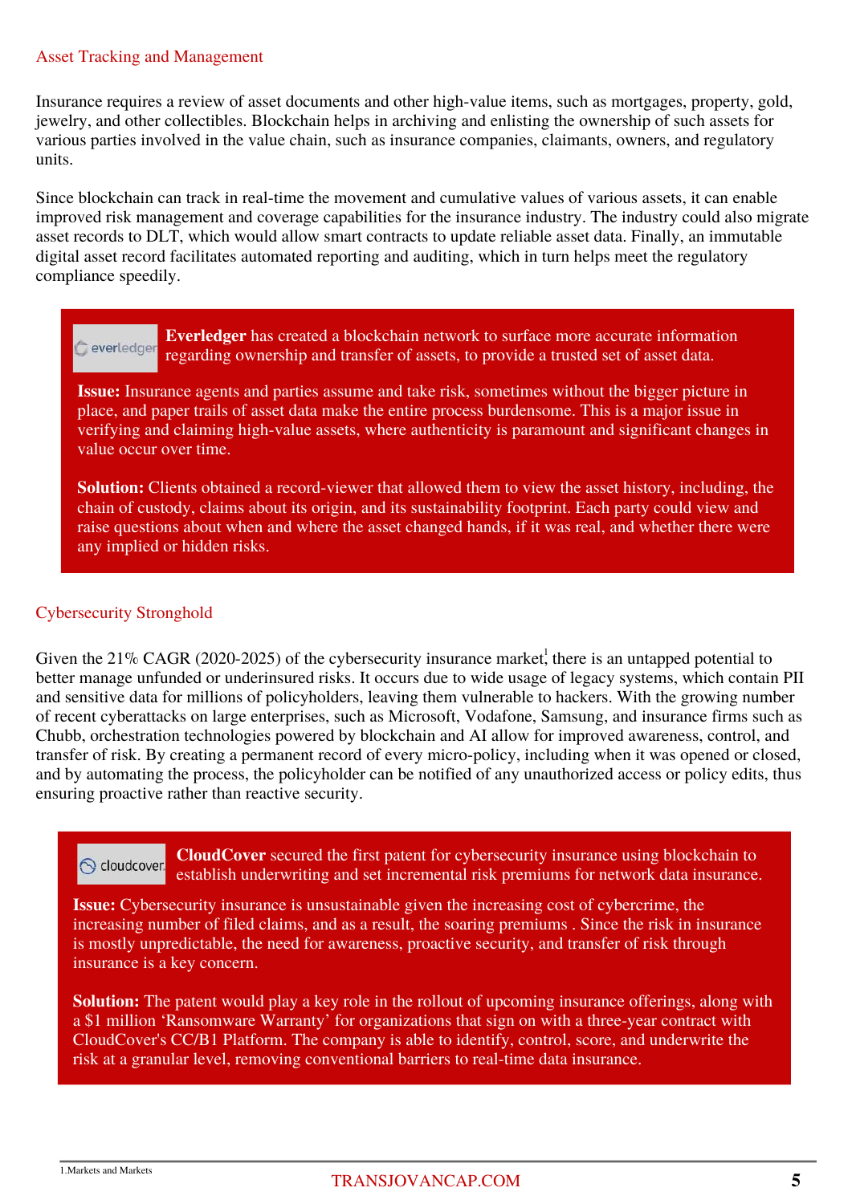## Asset Tracking and Management

Insurance requires a review of asset documents and other high-value items, such as mortgages, property, gold, jewelry, and other collectibles. Blockchain helps in archiving and enlisting the ownership of such assets for various parties involved in the value chain, such as insurance companies, claimants, owners, and regulatory units.

Since blockchain can track in real-time the movement and cumulative values of various assets, it can enable improved risk management and coverage capabilities for the insurance industry. The industry could also migrate asset records to DLT, which would allow smart contracts to update reliable asset data. Finally, an immutable digital asset record facilitates automated reporting and auditing, which in turn helps meet the regulatory compliance speedily.

**Everledger** has created a blockchain network to surface more accurate information regarding ownership and transfer of assets, to provide a trusted set of asset data.

**Issue:** Insurance agents and parties assume and take risk, sometimes without the bigger picture in place, and paper trails of asset data make the entire process burdensome. This is a major issue in verifying and claiming high-value assets, where authenticity is paramount and significant changes in value occur over time.

**Solution:** Clients obtained a record-viewer that allowed them to view the asset history, including, the chain of custody, claims about its origin, and its sustainability footprint. Each party could view and raise questions about when and where the asset changed hands, if it was real, and whether there were any implied or hidden risks.

## Cybersecurity Stronghold

Given the 21% CAGR (2020-2025) of the cybersecurity insurance market[1] there is an untapped potential to better manage unfunded or underinsured risks. It occurs due to wide usage of legacy systems, which contain PII and sensitive data for millions of policyholders, leaving them vulnerable to hackers. With the growing number of recent cyberattacks on large enterprises, such as Microsoft, Vodafone, Samsung, and insurance firms such as Chubb, orchestration technologies powered by blockchain and AI allow for improved awareness, control, and transfer of risk. By creating a permanent record of every micro-policy, including when it was opened or closed, and by automating the process, the policyholder can be notified of any unauthorized access or policy edits, thus ensuring proactive rather than reactive security.

**CloudCover** secured the first patent for cybersecurity insurance using blockchain to establish underwriting and set incremental risk premiums for network data insurance.

**Issue:** Cybersecurity insurance is unsustainable given the increasing cost of cybercrime, the increasing number of filed claims, and as a result, the soaring premiums . Since the risk in insurance is mostly unpredictable, the need for awareness, proactive security, and transfer of risk through insurance is a key concern.

**Solution:** The patent would play a key role in the rollout of upcoming insurance offerings, along with a $1 million 'Ransomware Warranty' for organizations that sign on with a three-year contract with CloudCover's CC/B1 Platform. The company is able to identify, control, score, and underwrite the risk at a granular level, removing conventional barriers to real-time data insurance.

1.Markets and Markets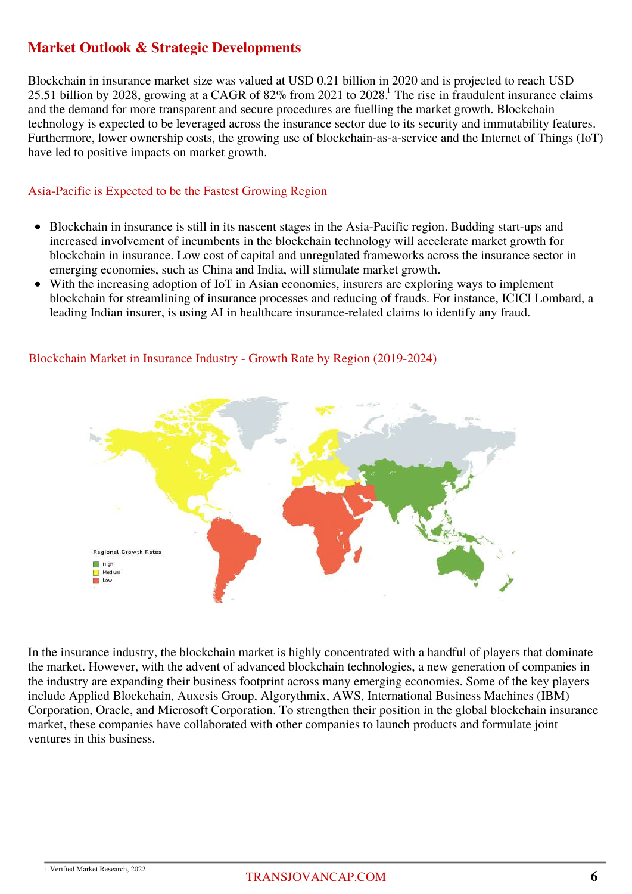## Market Outlook & Strategic Developments

Blockchain in insurance market size was valued at USD 0.21 billion in 2020 and is projected to reach USD 25.51 billion by 2028, growing at a CAGR of 82% from 2021 to 2028.[1] The rise in fraudulent insurance claims and the demand for more transparent and secure procedures are fuelling the market growth. Blockchain technology is expected to be leveraged across the insurance sector due to its security and immutability features. Furthermore, lower ownership costs, the growing use of blockchain-as-a-service and the Internet of Things (IoT) have led to positive impacts on market growth.

### Asia-Pacific is Expected to be the Fastest Growing Region

- Blockchain in insurance is still in its nascent stages in the Asia-Pacific region. Budding start-ups and increased involvement of incumbents in the blockchain technology will accelerate market growth for blockchain in insurance. Low cost of capital and unregulated frameworks across the insurance sector in emerging economies, such as China and India, will stimulate market growth.
- With the increasing adoption of IoT in Asian economies, insurers are exploring ways to implement blockchain for streamlining of insurance processes and reducing of frauds. For instance, ICICI Lombard, a leading Indian insurer, is using AI in healthcare insurance-related claims to identify any fraud.

### Blockchain Market in Insurance Industry - Growth Rate by Region (2019-2024)

Regional Growth Rates
- High
- Medium
- Low

In the insurance industry, the blockchain market is highly concentrated with a handful of players that dominate the market. However, with the advent of advanced blockchain technologies, a new generation of companies in the industry are expanding their business footprint across many emerging economies. Some of the key players include Applied Blockchain, Auxesis Group, Algorythmix, AWS, International Business Machines (IBM) Corporation, Oracle, and Microsoft Corporation. To strengthen their position in the global blockchain insurance market, these companies have collaborated with other companies to launch products and formulate joint ventures in this business.

1.Verified Market Research, 2022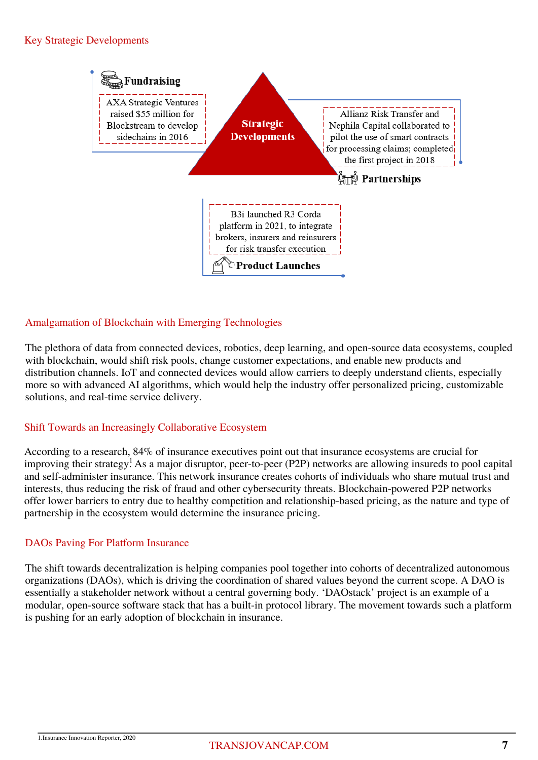## Key Strategic Developments

**Strategic Developments**

**Fundraising**

AXA Strategic Ventures raised $55 million for Blockstream to develop sidechains in 2016

**Partnerships**

Allianz Risk Transfer and Nephila Capital collaborated to pilot the use of smart contracts for processing claims; completed the first project in 2018

**Product Launches**

B3i launched R3 Corda platform in 2021, to integrate brokers, insurers and reinsurers for risk transfer execution

## Amalgamation of Blockchain with Emerging Technologies

The plethora of data from connected devices, robotics, deep learning, and open-source data ecosystems, coupled with blockchain, would shift risk pools, change customer expectations, and enable new products and distribution channels. IoT and connected devices would allow carriers to deeply understand clients, especially more so with advanced AI algorithms, which would help the industry offer personalized pricing, customizable solutions, and real-time service delivery.

## Shift Towards an Increasingly Collaborative Ecosystem

According to a research, 84% of insurance executives point out that insurance ecosystems are crucial for improving their strategy.[1] As a major disruptor, peer-to-peer (P2P) networks are allowing insureds to pool capital and self-administer insurance. This network insurance creates cohorts of individuals who share mutual trust and interests, thus reducing the risk of fraud and other cybersecurity threats. Blockchain-powered P2P networks offer lower barriers to entry due to healthy competition and relationship-based pricing, as the nature and type of partnership in the ecosystem would determine the insurance pricing.

## DAOs Paving For Platform Insurance

The shift towards decentralization is helping companies pool together into cohorts of decentralized autonomous organizations (DAOs), which is driving the coordination of shared values beyond the current scope. A DAO is essentially a stakeholder network without a central governing body. 'DAOstack' project is an example of a modular, open-source software stack that has a built-in protocol library. The movement towards such a platform is pushing for an early adoption of blockchain in insurance.

1.Insurance Innovation Reporter, 2020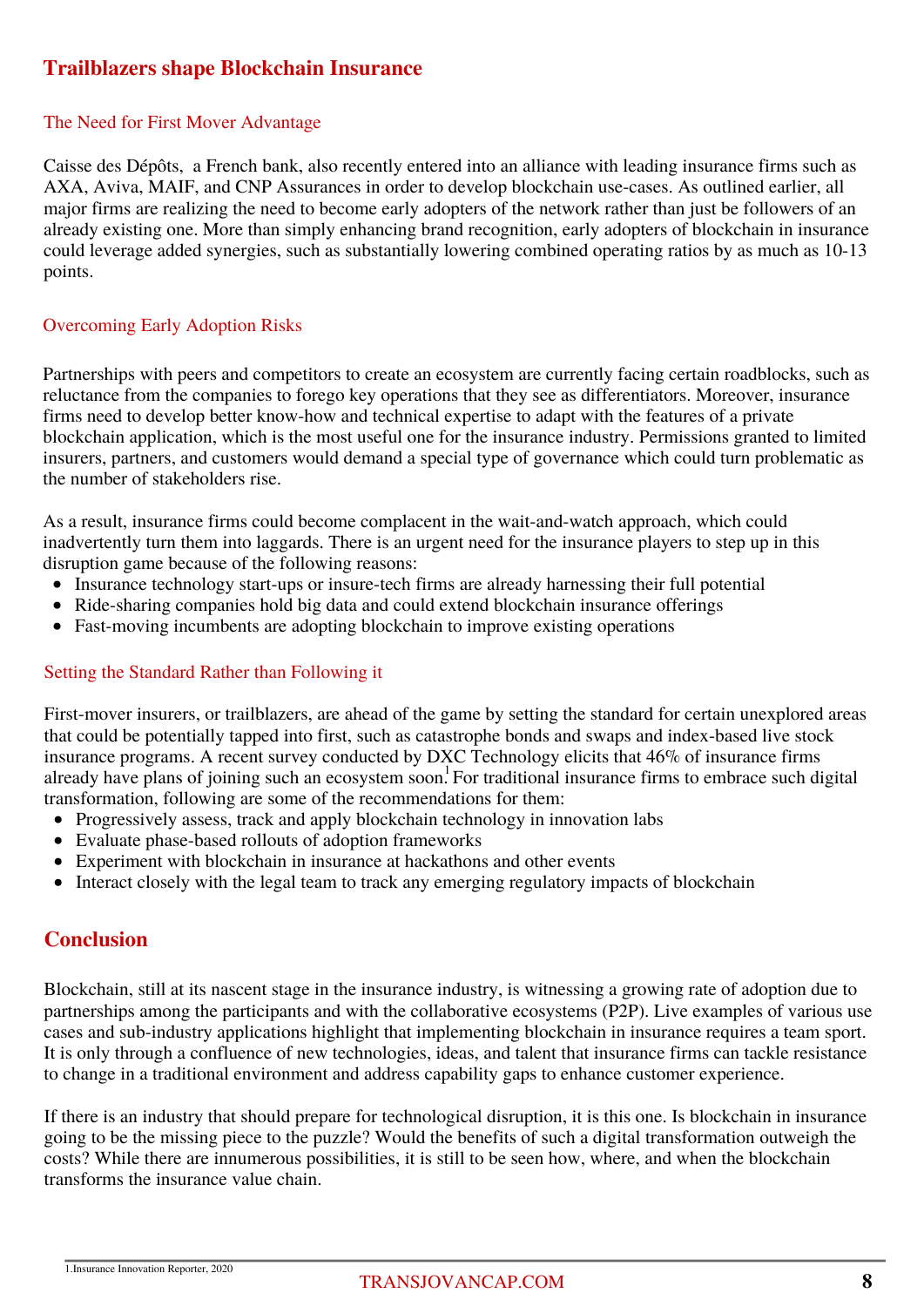## Trailblazers shape Blockchain Insurance

### The Need for First Mover Advantage

Caisse des Dépôts, a French bank, also recently entered into an alliance with leading insurance firms such as AXA, Aviva, MAIF, and CNP Assurances in order to develop blockchain use-cases. As outlined earlier, all major firms are realizing the need to become early adopters of the network rather than just be followers of an already existing one. More than simply enhancing brand recognition, early adopters of blockchain in insurance could leverage added synergies, such as substantially lowering combined operating ratios by as much as 10-13 points.

### Overcoming Early Adoption Risks

Partnerships with peers and competitors to create an ecosystem are currently facing certain roadblocks, such as reluctance from the companies to forego key operations that they see as differentiators. Moreover, insurance firms need to develop better know-how and technical expertise to adapt with the features of a private blockchain application, which is the most useful one for the insurance industry. Permissions granted to limited insurers, partners, and customers would demand a special type of governance which could turn problematic as the number of stakeholders rise.

As a result, insurance firms could become complacent in the wait-and-watch approach, which could inadvertently turn them into laggards. There is an urgent need for the insurance players to step up in this disruption game because of the following reasons:

- Insurance technology start-ups or insure-tech firms are already harnessing their full potential
- Ride-sharing companies hold big data and could extend blockchain insurance offerings
- Fast-moving incumbents are adopting blockchain to improve existing operations

### Setting the Standard Rather than Following it

First-mover insurers, or trailblazers, are ahead of the game by setting the standard for certain unexplored areas that could be potentially tapped into first, such as catastrophe bonds and swaps and index-based live stock insurance programs. A recent survey conducted by DXC Technology elicits that 46% of insurance firms already have plans of joining such an ecosystem soon.[1] For traditional insurance firms to embrace such digital transformation, following are some of the recommendations for them:

- Progressively assess, track and apply blockchain technology in innovation labs
- Evaluate phase-based rollouts of adoption frameworks
- Experiment with blockchain in insurance at hackathons and other events
- Interact closely with the legal team to track any emerging regulatory impacts of blockchain

## Conclusion

Blockchain, still at its nascent stage in the insurance industry, is witnessing a growing rate of adoption due to partnerships among the participants and with the collaborative ecosystems (P2P). Live examples of various use cases and sub-industry applications highlight that implementing blockchain in insurance requires a team sport. It is only through a confluence of new technologies, ideas, and talent that insurance firms can tackle resistance to change in a traditional environment and address capability gaps to enhance customer experience.

If there is an industry that should prepare for technological disruption, it is this one. Is blockchain in insurance going to be the missing piece to the puzzle? Would the benefits of such a digital transformation outweigh the costs? While there are innumerous possibilities, it is still to be seen how, where, and when the blockchain transforms the insurance value chain.

1.Insurance Innovation Reporter, 2020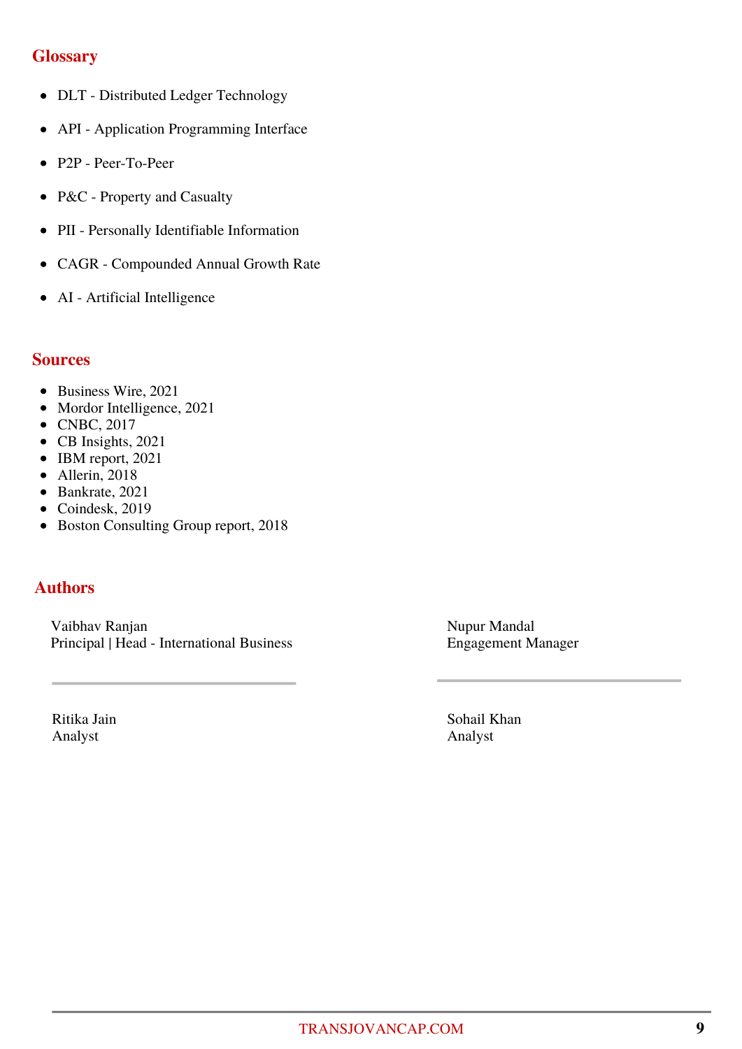## Glossary

- DLT - Distributed Ledger Technology
- API - Application Programming Interface
- P2P - Peer-To-Peer
- P&C - Property and Casualty
- PII - Personally Identifiable Information
- CAGR - Compounded Annual Growth Rate
- AI - Artificial Intelligence

## Sources

- Business Wire, 2021
- Mordor Intelligence, 2021
- CNBC, 2017
- CB Insights, 2021
- IBM report, 2021
- Allerin, 2018
- Bankrate, 2021
- Coindesk, 2019
- Boston Consulting Group report, 2018

## Authors

Vaibhav Ranjan
Principal | Head - International Business

Nupur Mandal
Engagement Manager

Ritika Jain
Analyst

Sohail Khan
Analyst

TRANSJOVANCAP.COM